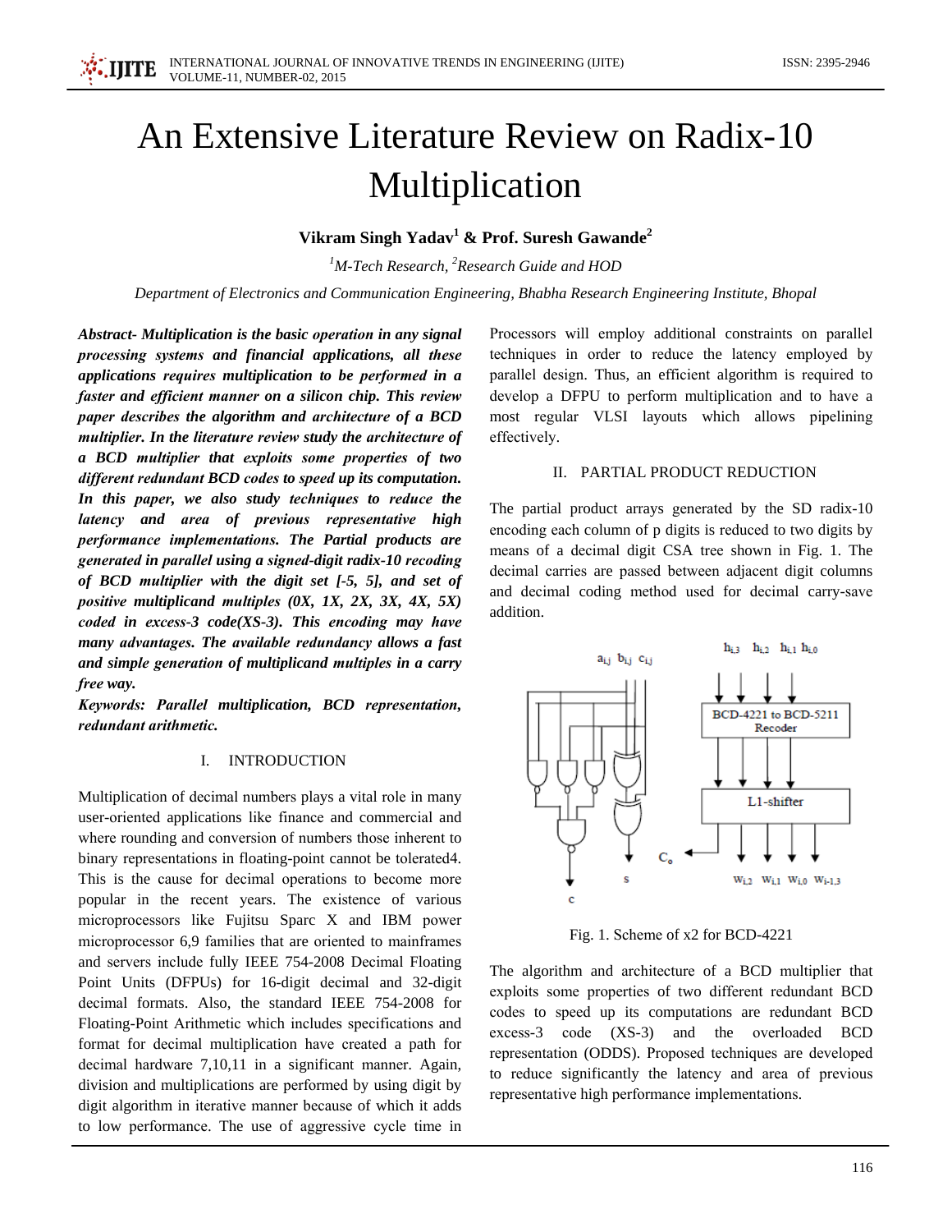# An Extensive Literature Review on Radix-10 Multiplication

**Vikram Singh Yadav[1] & Prof. Suresh Gawande[2]**

[1]*M-Tech Research,* [2]*Research Guide and HOD*

*Department of Electronics and Communication Engineering, Bhabha Research Engineering Institute, Bhopal*

***Abstract- Multiplication is the basic operation in any signal processing systems and financial applications, all these applications requires multiplication to be performed in a faster and efficient manner on a silicon chip. This review paper describes the algorithm and architecture of a BCD multiplier. In the literature review study the architecture of a BCD multiplier that exploits some properties of two different redundant BCD codes to speed up its computation. In this paper, we also study techniques to reduce the latency and area of previous representative high performance implementations. The Partial products are generated in parallel using a signed-digit radix-10 recoding of BCD multiplier with the digit set [-5, 5], and set of positive multiplicand multiples (0X, 1X, 2X, 3X, 4X, 5X) coded in excess-3 code(XS-3). This encoding may have many advantages. The available redundancy allows a fast and simple generation of multiplicand multiples in a carry free way.***

***Keywords: Parallel multiplication, BCD representation, redundant arithmetic.***

## I. INTRODUCTION

Multiplication of decimal numbers plays a vital role in many user-oriented applications like finance and commercial and where rounding and conversion of numbers those inherent to binary representations in floating-point cannot be tolerated4. This is the cause for decimal operations to become more popular in the recent years. The existence of various microprocessors like Fujitsu Sparc X and IBM power microprocessor 6,9 families that are oriented to mainframes and servers include fully IEEE 754-2008 Decimal Floating Point Units (DFPUs) for 16-digit decimal and 32-digit decimal formats. Also, the standard IEEE 754-2008 for Floating-Point Arithmetic which includes specifications and format for decimal multiplication have created a path for decimal hardware 7,10,11 in a significant manner. Again, division and multiplications are performed by using digit by digit algorithm in iterative manner because of which it adds to low performance. The use of aggressive cycle time in Processors will employ additional constraints on parallel techniques in order to reduce the latency employed by parallel design. Thus, an efficient algorithm is required to develop a DFPU to perform multiplication and to have a most regular VLSI layouts which allows pipelining effectively.

## II. PARTIAL PRODUCT REDUCTION

The partial product arrays generated by the SD radix-10 encoding each column of p digits is reduced to two digits by means of a decimal digit CSA tree shown in Fig. 1. The decimal carries are passed between adjacent digit columns and decimal coding method used for decimal carry-save addition.

Fig. 1. Scheme of x2 for BCD-4221

The algorithm and architecture of a BCD multiplier that exploits some properties of two different redundant BCD codes to speed up its computations are redundant BCD excess-3 code (XS-3) and the overloaded BCD representation (ODDS). Proposed techniques are developed to reduce significantly the latency and area of previous representative high performance implementations.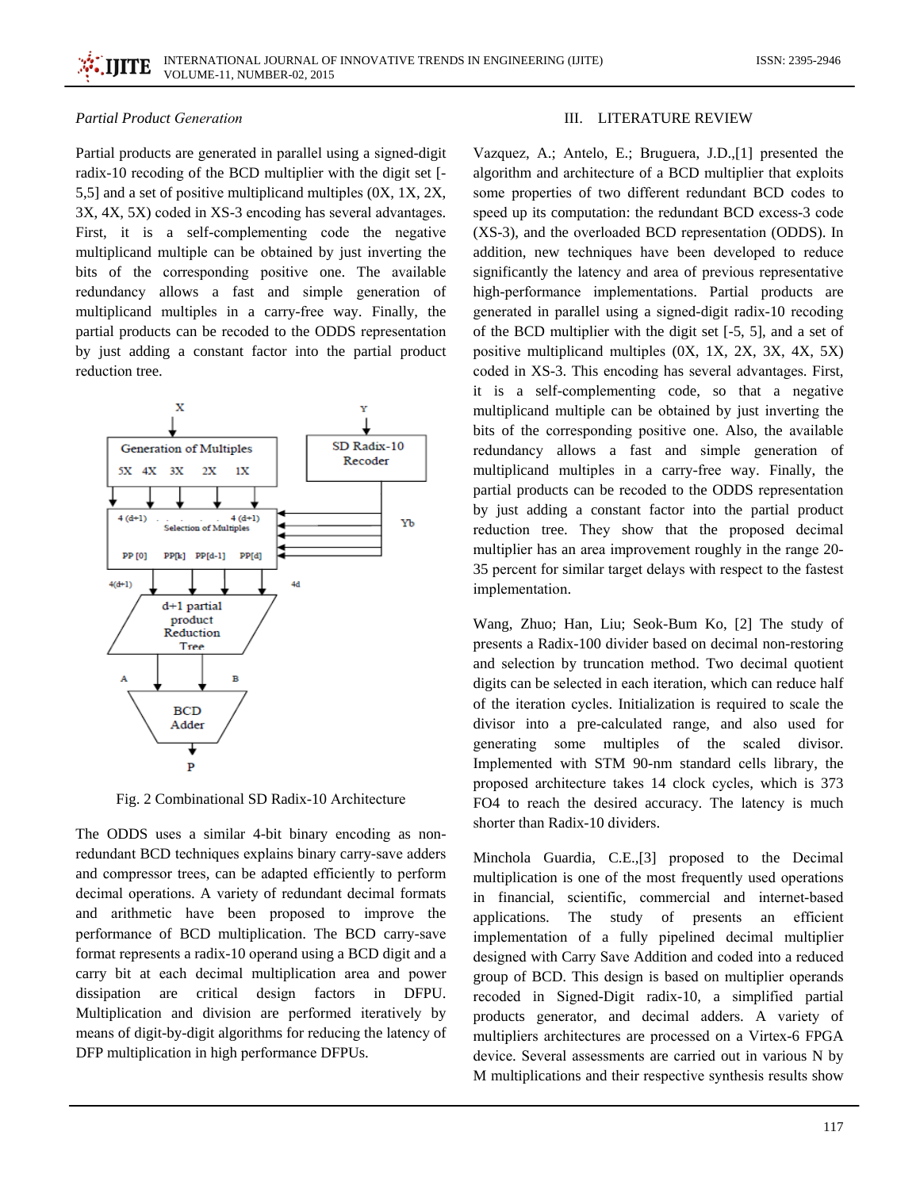*Partial Product Generation*

Partial products are generated in parallel using a signed-digit radix-10 recoding of the BCD multiplier with the digit set [-5,5] and a set of positive multiplicand multiples (0X, 1X, 2X, 3X, 4X, 5X) coded in XS-3 encoding has several advantages. First, it is a self-complementing code the negative multiplicand multiple can be obtained by just inverting the bits of the corresponding positive one. The available redundancy allows a fast and simple generation of multiplicand multiples in a carry-free way. Finally, the partial products can be recoded to the ODDS representation by just adding a constant factor into the partial product reduction tree.

Fig. 2 Combinational SD Radix-10 Architecture

The ODDS uses a similar 4-bit binary encoding as non-redundant BCD techniques explains binary carry-save adders and compressor trees, can be adapted efficiently to perform decimal operations. A variety of redundant decimal formats and arithmetic have been proposed to improve the performance of BCD multiplication. The BCD carry-save format represents a radix-10 operand using a BCD digit and a carry bit at each decimal multiplication area and power dissipation are critical design factors in DFPU. Multiplication and division are performed iteratively by means of digit-by-digit algorithms for reducing the latency of DFP multiplication in high performance DFPUs.

## III. LITERATURE REVIEW

Vazquez, A.; Antelo, E.; Bruguera, J.D.,[1] presented the algorithm and architecture of a BCD multiplier that exploits some properties of two different redundant BCD codes to speed up its computation: the redundant BCD excess-3 code (XS-3), and the overloaded BCD representation (ODDS). In addition, new techniques have been developed to reduce significantly the latency and area of previous representative high-performance implementations. Partial products are generated in parallel using a signed-digit radix-10 recoding of the BCD multiplier with the digit set [-5, 5], and a set of positive multiplicand multiples (0X, 1X, 2X, 3X, 4X, 5X) coded in XS-3. This encoding has several advantages. First, it is a self-complementing code, so that a negative multiplicand multiple can be obtained by just inverting the bits of the corresponding positive one. Also, the available redundancy allows a fast and simple generation of multiplicand multiples in a carry-free way. Finally, the partial products can be recoded to the ODDS representation by just adding a constant factor into the partial product reduction tree. They show that the proposed decimal multiplier has an area improvement roughly in the range 20-35 percent for similar target delays with respect to the fastest implementation.

Wang, Zhuo; Han, Liu; Seok-Bum Ko, [2] The study of presents a Radix-100 divider based on decimal non-restoring and selection by truncation method. Two decimal quotient digits can be selected in each iteration, which can reduce half of the iteration cycles. Initialization is required to scale the divisor into a pre-calculated range, and also used for generating some multiples of the scaled divisor. Implemented with STM 90-nm standard cells library, the proposed architecture takes 14 clock cycles, which is 373 FO4 to reach the desired accuracy. The latency is much shorter than Radix-10 dividers.

Minchola Guardia, C.E.,[3] proposed to the Decimal multiplication is one of the most frequently used operations in financial, scientific, commercial and internet-based applications. The study of presents an efficient implementation of a fully pipelined decimal multiplier designed with Carry Save Addition and coded into a reduced group of BCD. This design is based on multiplier operands recoded in Signed-Digit radix-10, a simplified partial products generator, and decimal adders. A variety of multipliers architectures are processed on a Virtex-6 FPGA device. Several assessments are carried out in various N by M multiplications and their respective synthesis results show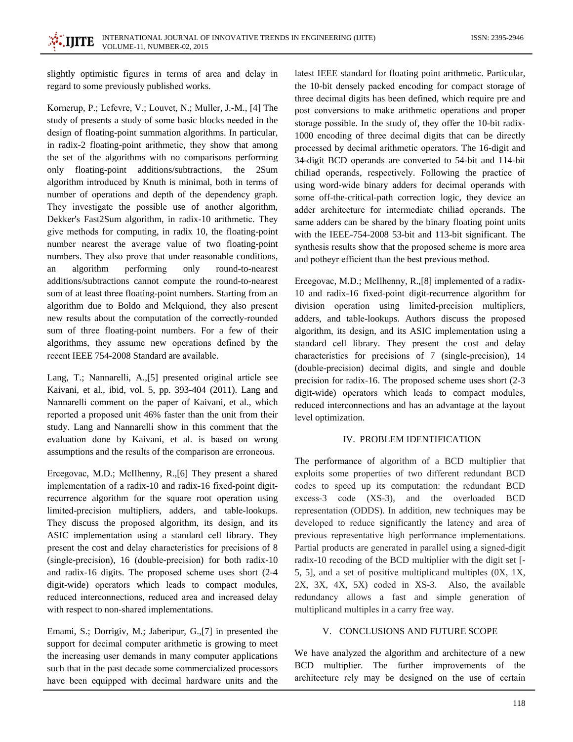slightly optimistic figures in terms of area and delay in regard to some previously published works.

Kornerup, P.; Lefevre, V.; Louvet, N.; Muller, J.-M., [4] The study of presents a study of some basic blocks needed in the design of floating-point summation algorithms. In particular, in radix-2 floating-point arithmetic, they show that among the set of the algorithms with no comparisons performing only floating-point additions/subtractions, the 2Sum algorithm introduced by Knuth is minimal, both in terms of number of operations and depth of the dependency graph. They investigate the possible use of another algorithm, Dekker's Fast2Sum algorithm, in radix-10 arithmetic. They give methods for computing, in radix 10, the floating-point number nearest the average value of two floating-point numbers. They also prove that under reasonable conditions, an algorithm performing only round-to-nearest additions/subtractions cannot compute the round-to-nearest sum of at least three floating-point numbers. Starting from an algorithm due to Boldo and Melquiond, they also present new results about the computation of the correctly-rounded sum of three floating-point numbers. For a few of their algorithms, they assume new operations defined by the recent IEEE 754-2008 Standard are available.

Lang, T.; Nannarelli, A.,[5] presented original article see Kaivani, et al., ibid, vol. 5, pp. 393-404 (2011). Lang and Nannarelli comment on the paper of Kaivani, et al., which reported a proposed unit 46% faster than the unit from their study. Lang and Nannarelli show in this comment that the evaluation done by Kaivani, et al. is based on wrong assumptions and the results of the comparison are erroneous.

Ercegovac, M.D.; McIlhenny, R.,[6] They present a shared implementation of a radix-10 and radix-16 fixed-point digit-recurrence algorithm for the square root operation using limited-precision multipliers, adders, and table-lookups. They discuss the proposed algorithm, its design, and its ASIC implementation using a standard cell library. They present the cost and delay characteristics for precisions of 8 (single-precision), 16 (double-precision) for both radix-10 and radix-16 digits. The proposed scheme uses short (2-4 digit-wide) operators which leads to compact modules, reduced interconnections, reduced area and increased delay with respect to non-shared implementations.

Emami, S.; Dorrigiv, M.; Jaberipur, G.,[7] in presented the support for decimal computer arithmetic is growing to meet the increasing user demands in many computer applications such that in the past decade some commercialized processors have been equipped with decimal hardware units and the latest IEEE standard for floating point arithmetic. Particular, the 10-bit densely packed encoding for compact storage of three decimal digits has been defined, which require pre and post conversions to make arithmetic operations and proper storage possible. In the study of, they offer the 10-bit radix-1000 encoding of three decimal digits that can be directly processed by decimal arithmetic operators. The 16-digit and 34-digit BCD operands are converted to 54-bit and 114-bit chiliad operands, respectively. Following the practice of using word-wide binary adders for decimal operands with some off-the-critical-path correction logic, they device an adder architecture for intermediate chiliad operands. The same adders can be shared by the binary floating point units with the IEEE-754-2008 53-bit and 113-bit significant. The synthesis results show that the proposed scheme is more area and potheyr efficient than the best previous method.

Ercegovac, M.D.; McIlhenny, R.,[8] implemented of a radix-10 and radix-16 fixed-point digit-recurrence algorithm for division operation using limited-precision multipliers, adders, and table-lookups. Authors discuss the proposed algorithm, its design, and its ASIC implementation using a standard cell library. They present the cost and delay characteristics for precisions of 7 (single-precision), 14 (double-precision) decimal digits, and single and double precision for radix-16. The proposed scheme uses short (2-3 digit-wide) operators which leads to compact modules, reduced interconnections and has an advantage at the layout level optimization.

## IV. PROBLEM IDENTIFICATION

The performance of algorithm of a BCD multiplier that exploits some properties of two different redundant BCD codes to speed up its computation: the redundant BCD excess-3 code (XS-3), and the overloaded BCD representation (ODDS). In addition, new techniques may be developed to reduce significantly the latency and area of previous representative high performance implementations. Partial products are generated in parallel using a signed-digit radix-10 recoding of the BCD multiplier with the digit set [-5, 5], and a set of positive multiplicand multiples (0X, 1X, 2X, 3X, 4X, 5X) coded in XS-3. Also, the available redundancy allows a fast and simple generation of multiplicand multiples in a carry free way.

## V. CONCLUSIONS AND FUTURE SCOPE

We have analyzed the algorithm and architecture of a new BCD multiplier. The further improvements of the architecture rely may be designed on the use of certain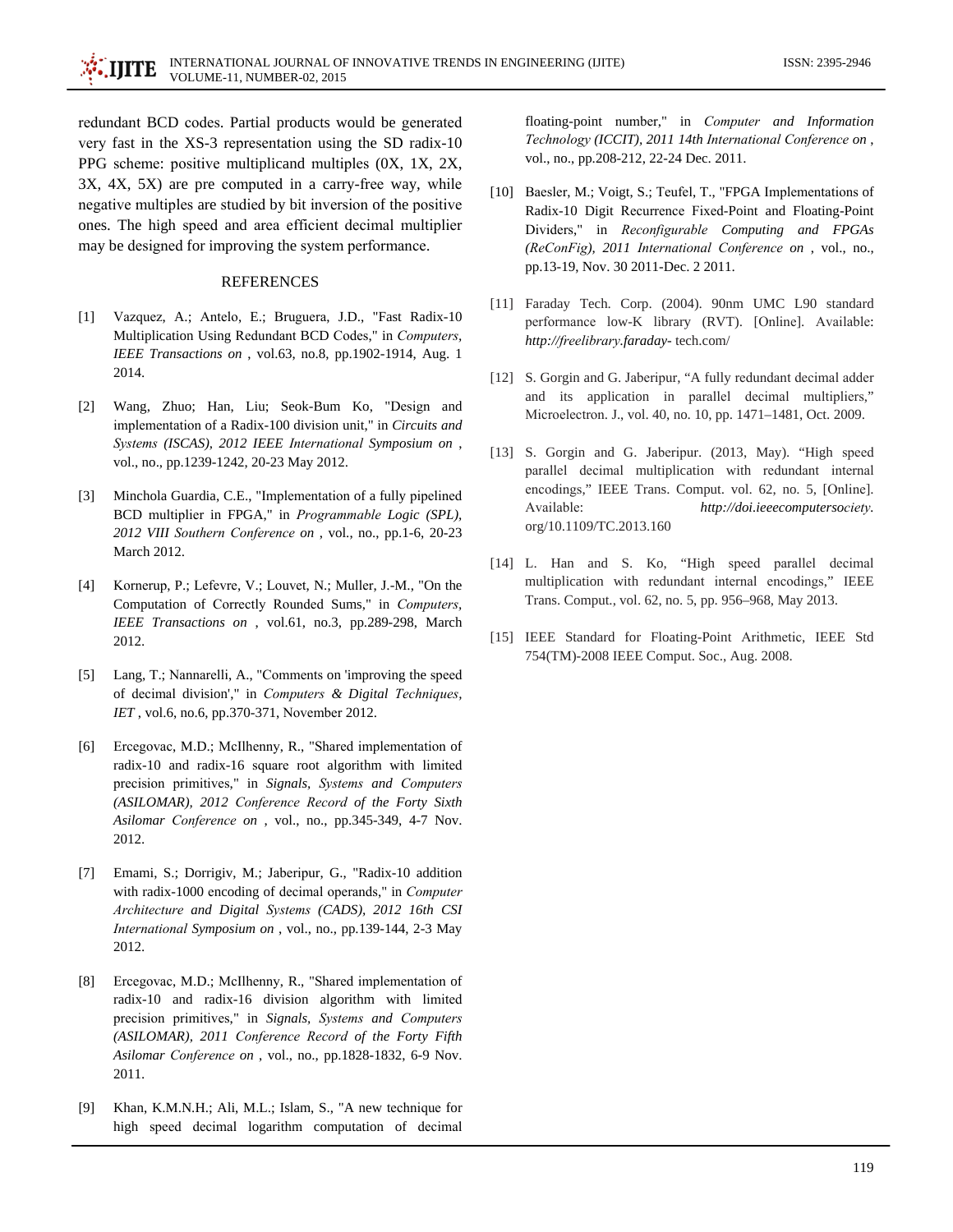redundant BCD codes. Partial products would be generated very fast in the XS-3 representation using the SD radix-10 PPG scheme: positive multiplicand multiples (0X, 1X, 2X, 3X, 4X, 5X) are pre computed in a carry-free way, while negative multiples are studied by bit inversion of the positive ones. The high speed and area efficient decimal multiplier may be designed for improving the system performance.

## REFERENCES

[1] Vazquez, A.; Antelo, E.; Bruguera, J.D., "Fast Radix-10 Multiplication Using Redundant BCD Codes," in *Computers, IEEE Transactions on* , vol.63, no.8, pp.1902-1914, Aug. 1 2014.

[2] Wang, Zhuo; Han, Liu; Seok-Bum Ko, "Design and implementation of a Radix-100 division unit," in *Circuits and Systems (ISCAS), 2012 IEEE International Symposium on* , vol., no., pp.1239-1242, 20-23 May 2012.

[3] Minchola Guardia, C.E., "Implementation of a fully pipelined BCD multiplier in FPGA," in *Programmable Logic (SPL), 2012 VIII Southern Conference on* , vol., no., pp.1-6, 20-23 March 2012.

[4] Kornerup, P.; Lefevre, V.; Louvet, N.; Muller, J.-M., "On the Computation of Correctly Rounded Sums," in *Computers, IEEE Transactions on* , vol.61, no.3, pp.289-298, March 2012.

[5] Lang, T.; Nannarelli, A., "Comments on 'improving the speed of decimal division'," in *Computers & Digital Techniques, IET* , vol.6, no.6, pp.370-371, November 2012.

[6] Ercegovac, M.D.; McIlhenny, R., "Shared implementation of radix-10 and radix-16 square root algorithm with limited precision primitives," in *Signals, Systems and Computers (ASILOMAR), 2012 Conference Record of the Forty Sixth Asilomar Conference on* , vol., no., pp.345-349, 4-7 Nov. 2012.

[7] Emami, S.; Dorrigiv, M.; Jaberipur, G., "Radix-10 addition with radix-1000 encoding of decimal operands," in *Computer Architecture and Digital Systems (CADS), 2012 16th CSI International Symposium on* , vol., no., pp.139-144, 2-3 May 2012.

[8] Ercegovac, M.D.; McIlhenny, R., "Shared implementation of radix-10 and radix-16 division algorithm with limited precision primitives," in *Signals, Systems and Computers (ASILOMAR), 2011 Conference Record of the Forty Fifth Asilomar Conference on* , vol., no., pp.1828-1832, 6-9 Nov. 2011.

[9] Khan, K.M.N.H.; Ali, M.L.; Islam, S., "A new technique for high speed decimal logarithm computation of decimal floating-point number," in *Computer and Information Technology (ICCIT), 2011 14th International Conference on* , vol., no., pp.208-212, 22-24 Dec. 2011.

[10] Baesler, M.; Voigt, S.; Teufel, T., "FPGA Implementations of Radix-10 Digit Recurrence Fixed-Point and Floating-Point Dividers," in *Reconfigurable Computing and FPGAs (ReConFig), 2011 International Conference on* , vol., no., pp.13-19, Nov. 30 2011-Dec. 2 2011.

[11] Faraday Tech. Corp. (2004). 90nm UMC L90 standard performance low-K library (RVT). [Online]. Available: *http://freelibrary.faraday-* tech.com/

[12] S. Gorgin and G. Jaberipur, "A fully redundant decimal adder and its application in parallel decimal multipliers," Microelectron. J., vol. 40, no. 10, pp. 1471–1481, Oct. 2009.

[13] S. Gorgin and G. Jaberipur. (2013, May). "High speed parallel decimal multiplication with redundant internal encodings," IEEE Trans. Comput. vol. 62, no. 5, [Online]. Available: *http://doi.ieeecomputersociety.* org/10.1109/TC.2013.160

[14] L. Han and S. Ko, "High speed parallel decimal multiplication with redundant internal encodings," IEEE Trans. Comput., vol. 62, no. 5, pp. 956–968, May 2013.

[15] IEEE Standard for Floating-Point Arithmetic, IEEE Std 754(TM)-2008 IEEE Comput. Soc., Aug. 2008.